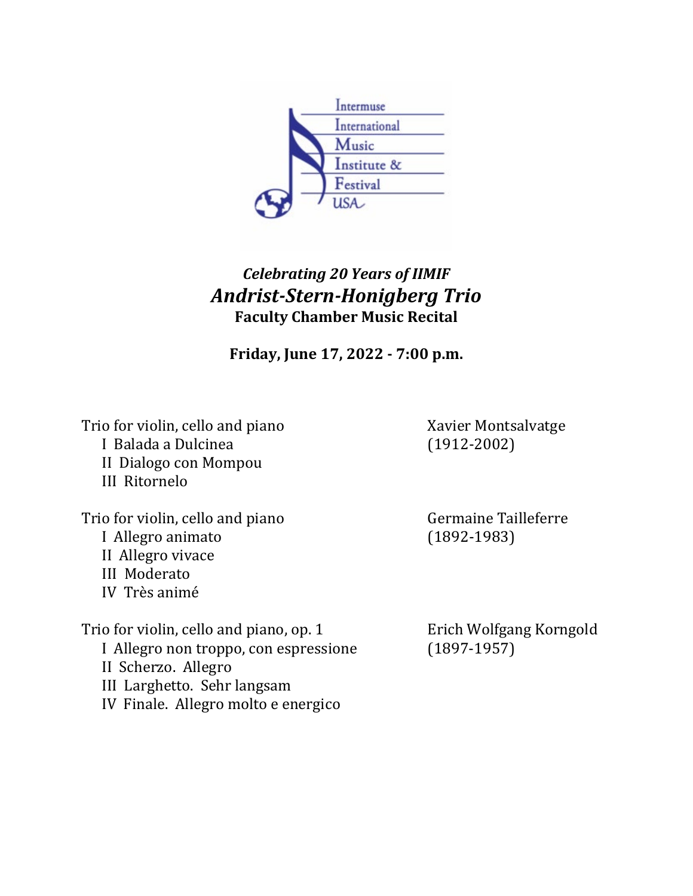Intermuse International Music Institute & Festival USA

***Celebrating 20 Years of IIMIF***

# *Andrist-Stern-Honigberg Trio*

**Faculty Chamber Music Recital**

**Friday, June 17, 2022 - 7:00 p.m.**

Trio for violin, cello and piano — Xavier Montsalvatge (1912-2002)

- I Balada a Dulcinea
- II Dialogo con Mompou
- III Ritornelo

Trio for violin, cello and piano — Germaine Tailleferre (1892-1983)

- I Allegro animato
- II Allegro vivace
- III Moderato
- IV Très animé

Trio for violin, cello and piano, op. 1 — Erich Wolfgang Korngold (1897-1957)

- I Allegro non troppo, con espressione
- II Scherzo. Allegro
- III Larghetto. Sehr langsam
- IV Finale. Allegro molto e energico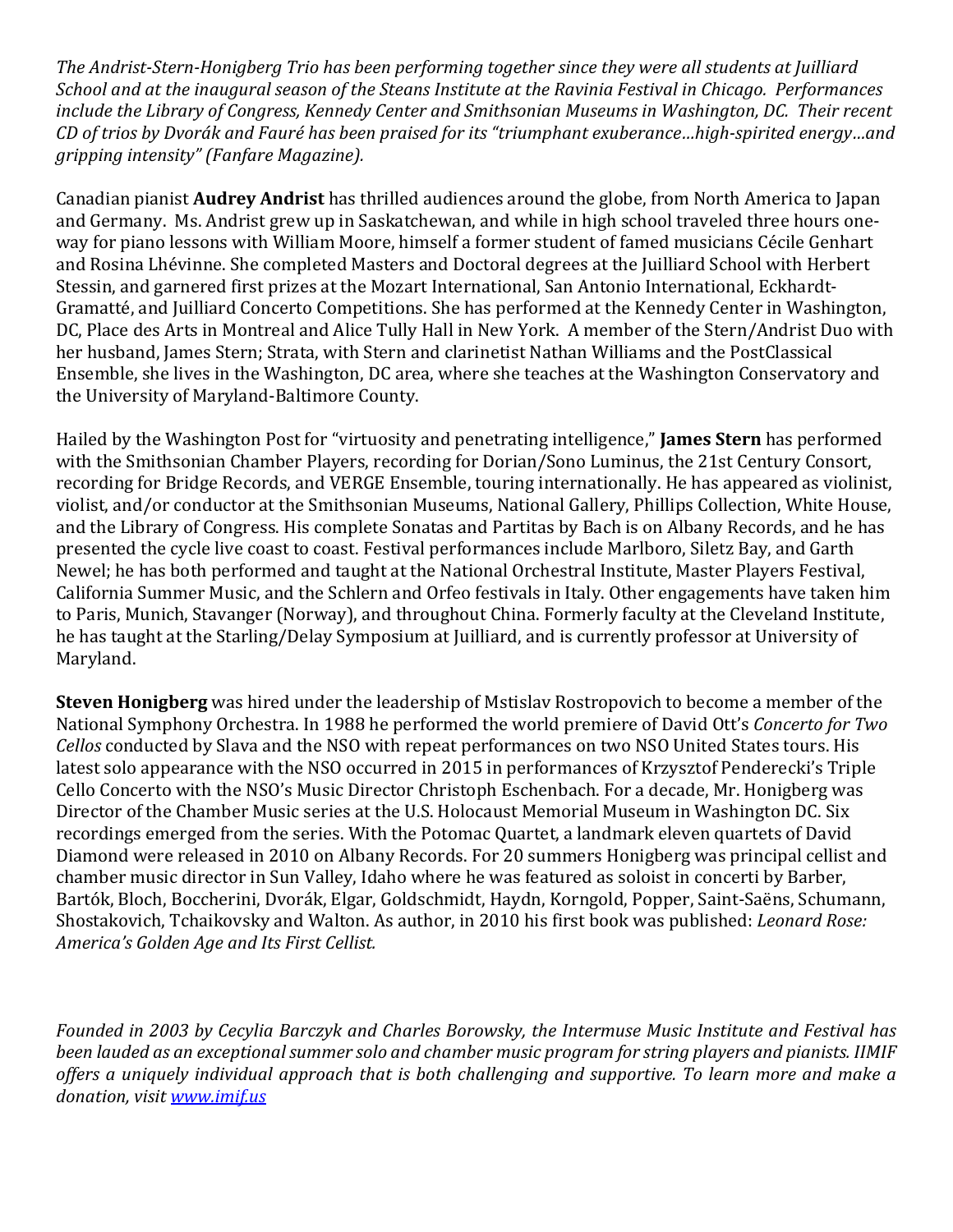*The Andrist-Stern-Honigberg Trio has been performing together since they were all students at Juilliard School and at the inaugural season of the Steans Institute at the Ravinia Festival in Chicago. Performances include the Library of Congress, Kennedy Center and Smithsonian Museums in Washington, DC. Their recent CD of trios by Dvorák and Fauré has been praised for its "triumphant exuberance…high-spirited energy…and gripping intensity" (Fanfare Magazine).*

Canadian pianist **Audrey Andrist** has thrilled audiences around the globe, from North America to Japan and Germany. Ms. Andrist grew up in Saskatchewan, and while in high school traveled three hours one-way for piano lessons with William Moore, himself a former student of famed musicians Cécile Genhart and Rosina Lhévinne. She completed Masters and Doctoral degrees at the Juilliard School with Herbert Stessin, and garnered first prizes at the Mozart International, San Antonio International, Eckhardt-Gramatté, and Juilliard Concerto Competitions. She has performed at the Kennedy Center in Washington, DC, Place des Arts in Montreal and Alice Tully Hall in New York. A member of the Stern/Andrist Duo with her husband, James Stern; Strata, with Stern and clarinetist Nathan Williams and the PostClassical Ensemble, she lives in the Washington, DC area, where she teaches at the Washington Conservatory and the University of Maryland-Baltimore County.

Hailed by the Washington Post for "virtuosity and penetrating intelligence," **James Stern** has performed with the Smithsonian Chamber Players, recording for Dorian/Sono Luminus, the 21st Century Consort, recording for Bridge Records, and VERGE Ensemble, touring internationally. He has appeared as violinist, violist, and/or conductor at the Smithsonian Museums, National Gallery, Phillips Collection, White House, and the Library of Congress. His complete Sonatas and Partitas by Bach is on Albany Records, and he has presented the cycle live coast to coast. Festival performances include Marlboro, Siletz Bay, and Garth Newel; he has both performed and taught at the National Orchestral Institute, Master Players Festival, California Summer Music, and the Schlern and Orfeo festivals in Italy. Other engagements have taken him to Paris, Munich, Stavanger (Norway), and throughout China. Formerly faculty at the Cleveland Institute, he has taught at the Starling/Delay Symposium at Juilliard, and is currently professor at University of Maryland.

**Steven Honigberg** was hired under the leadership of Mstislav Rostropovich to become a member of the National Symphony Orchestra. In 1988 he performed the world premiere of David Ott's *Concerto for Two Cellos* conducted by Slava and the NSO with repeat performances on two NSO United States tours. His latest solo appearance with the NSO occurred in 2015 in performances of Krzysztof Penderecki's Triple Cello Concerto with the NSO's Music Director Christoph Eschenbach. For a decade, Mr. Honigberg was Director of the Chamber Music series at the U.S. Holocaust Memorial Museum in Washington DC. Six recordings emerged from the series. With the Potomac Quartet, a landmark eleven quartets of David Diamond were released in 2010 on Albany Records. For 20 summers Honigberg was principal cellist and chamber music director in Sun Valley, Idaho where he was featured as soloist in concerti by Barber, Bartók, Bloch, Boccherini, Dvorák, Elgar, Goldschmidt, Haydn, Korngold, Popper, Saint-Saëns, Schumann, Shostakovich, Tchaikovsky and Walton. As author, in 2010 his first book was published: *Leonard Rose: America's Golden Age and Its First Cellist.*

*Founded in 2003 by Cecylia Barczyk and Charles Borowsky, the Intermuse Music Institute and Festival has been lauded as an exceptional summer solo and chamber music program for string players and pianists. IIMIF offers a uniquely individual approach that is both challenging and supportive. To learn more and make a donation, visit [www.imif.us](www.imif.us)*